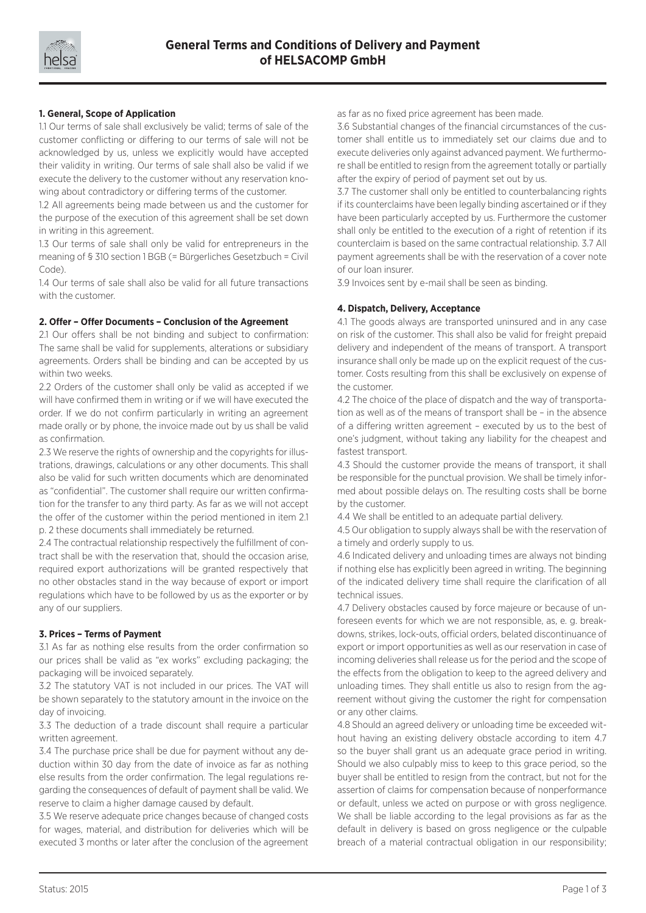# General Terms and Conditions of Delivery and Payment of HELSACOMP GmbH

## 1. General, Scope of Application

1.1 Our terms of sale shall exclusively be valid; terms of sale of the customer conflicting or differing to our terms of sale will not be acknowledged by us, unless we explicitly would have accepted their validity in writing. Our terms of sale shall also be valid if we execute the delivery to the customer without any reservation knowing about contradictory or differing terms of the customer.

1.2 All agreements being made between us and the customer for the purpose of the execution of this agreement shall be set down in writing in this agreement.

1.3 Our terms of sale shall only be valid for entrepreneurs in the meaning of § 310 section 1 BGB (= Bürgerliches Gesetzbuch = Civil Code).

1.4 Our terms of sale shall also be valid for all future transactions with the customer.

## 2. Offer – Offer Documents – Conclusion of the Agreement

2.1 Our offers shall be not binding and subject to confirmation: The same shall be valid for supplements, alterations or subsidiary agreements. Orders shall be binding and can be accepted by us within two weeks.

2.2 Orders of the customer shall only be valid as accepted if we will have confirmed them in writing or if we will have executed the order. If we do not confirm particularly in writing an agreement made orally or by phone, the invoice made out by us shall be valid as confirmation.

2.3 We reserve the rights of ownership and the copyrights for illustrations, drawings, calculations or any other documents. This shall also be valid for such written documents which are denominated as "confidential". The customer shall require our written confirmation for the transfer to any third party. As far as we will not accept the offer of the customer within the period mentioned in item 2.1 p. 2 these documents shall immediately be returned.

2.4 The contractual relationship respectively the fulfillment of contract shall be with the reservation that, should the occasion arise, required export authorizations will be granted respectively that no other obstacles stand in the way because of export or import regulations which have to be followed by us as the exporter or by any of our suppliers.

## 3. Prices – Terms of Payment

3.1 As far as nothing else results from the order confirmation so our prices shall be valid as "ex works" excluding packaging; the packaging will be invoiced separately.

3.2 The statutory VAT is not included in our prices. The VAT will be shown separately to the statutory amount in the invoice on the day of invoicing.

3.3 The deduction of a trade discount shall require a particular written agreement.

3.4 The purchase price shall be due for payment without any deduction within 30 day from the date of invoice as far as nothing else results from the order confirmation. The legal regulations regarding the consequences of default of payment shall be valid. We reserve to claim a higher damage caused by default.

3.5 We reserve adequate price changes because of changed costs for wages, material, and distribution for deliveries which will be executed 3 months or later after the conclusion of the agreement as far as no fixed price agreement has been made.

3.6 Substantial changes of the financial circumstances of the customer shall entitle us to immediately set our claims due and to execute deliveries only against advanced payment. We furthermore shall be entitled to resign from the agreement totally or partially after the expiry of period of payment set out by us.

3.7 The customer shall only be entitled to counterbalancing rights if its counterclaims have been legally binding ascertained or if they have been particularly accepted by us. Furthermore the customer shall only be entitled to the execution of a right of retention if its counterclaim is based on the same contractual relationship. 3.7 All payment agreements shall be with the reservation of a cover note of our loan insurer.

3.9 Invoices sent by e-mail shall be seen as binding.

## 4. Dispatch, Delivery, Acceptance

4.1 The goods always are transported uninsured and in any case on risk of the customer. This shall also be valid for freight prepaid delivery and independent of the means of transport. A transport insurance shall only be made up on the explicit request of the customer. Costs resulting from this shall be exclusively on expense of the customer.

4.2 The choice of the place of dispatch and the way of transportation as well as of the means of transport shall be – in the absence of a differing written agreement – executed by us to the best of one's judgment, without taking any liability for the cheapest and fastest transport.

4.3 Should the customer provide the means of transport, it shall be responsible for the punctual provision. We shall be timely informed about possible delays on. The resulting costs shall be borne by the customer.

4.4 We shall be entitled to an adequate partial delivery.

4.5 Our obligation to supply always shall be with the reservation of a timely and orderly supply to us.

4.6 Indicated delivery and unloading times are always not binding if nothing else has explicitly been agreed in writing. The beginning of the indicated delivery time shall require the clarification of all technical issues.

4.7 Delivery obstacles caused by force majeure or because of unforeseen events for which we are not responsible, as, e. g. breakdowns, strikes, lock-outs, official orders, belated discontinuance of export or import opportunities as well as our reservation in case of incoming deliveries shall release us for the period and the scope of the effects from the obligation to keep to the agreed delivery and unloading times. They shall entitle us also to resign from the agreement without giving the customer the right for compensation or any other claims.

4.8 Should an agreed delivery or unloading time be exceeded without having an existing delivery obstacle according to item 4.7 so the buyer shall grant us an adequate grace period in writing. Should we also culpably miss to keep to this grace period, so the buyer shall be entitled to resign from the contract, but not for the assertion of claims for compensation because of nonperformance or default, unless we acted on purpose or with gross negligence. We shall be liable according to the legal provisions as far as the default in delivery is based on gross negligence or the culpable breach of a material contractual obligation in our responsibility;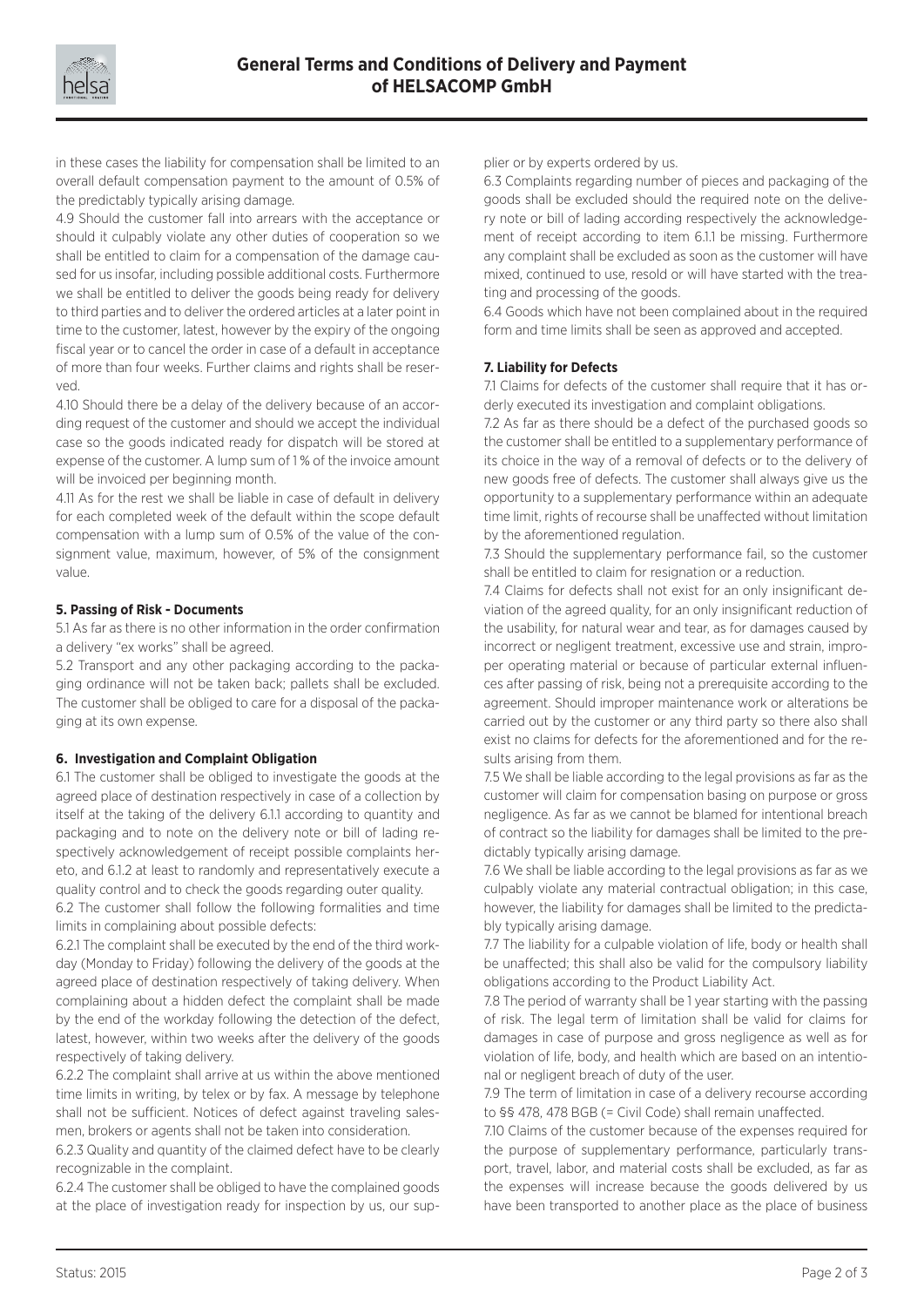in these cases the liability for compensation shall be limited to an overall default compensation payment to the amount of 0.5% of the predictably typically arising damage.

4.9 Should the customer fall into arrears with the acceptance or should it culpably violate any other duties of cooperation so we shall be entitled to claim for a compensation of the damage caused for us insofar, including possible additional costs. Furthermore we shall be entitled to deliver the goods being ready for delivery to third parties and to deliver the ordered articles at a later point in time to the customer, latest, however by the expiry of the ongoing fiscal year or to cancel the order in case of a default in acceptance of more than four weeks. Further claims and rights shall be reserved.

4.10 Should there be a delay of the delivery because of an according request of the customer and should we accept the individual case so the goods indicated ready for dispatch will be stored at expense of the customer. A lump sum of 1 % of the invoice amount will be invoiced per beginning month.

4.11 As for the rest we shall be liable in case of default in delivery for each completed week of the default within the scope default compensation with a lump sum of 0.5% of the value of the consignment value, maximum, however, of 5% of the consignment value.

**5. Passing of Risk - Documents**

5.1 As far as there is no other information in the order confirmation a delivery "ex works" shall be agreed.

5.2 Transport and any other packaging according to the packaging ordinance will not be taken back; pallets shall be excluded. The customer shall be obliged to care for a disposal of the packaging at its own expense.

**6. Investigation and Complaint Obligation**

6.1 The customer shall be obliged to investigate the goods at the agreed place of destination respectively in case of a collection by itself at the taking of the delivery 6.1.1 according to quantity and packaging and to note on the delivery note or bill of lading respectively acknowledgement of receipt possible complaints hereto, and 6.1.2 at least to randomly and representatively execute a quality control and to check the goods regarding outer quality.

6.2 The customer shall follow the following formalities and time limits in complaining about possible defects:

6.2.1 The complaint shall be executed by the end of the third workday (Monday to Friday) following the delivery of the goods at the agreed place of destination respectively of taking delivery. When complaining about a hidden defect the complaint shall be made by the end of the workday following the detection of the defect, latest, however, within two weeks after the delivery of the goods respectively of taking delivery.

6.2.2 The complaint shall arrive at us within the above mentioned time limits in writing, by telex or by fax. A message by telephone shall not be sufficient. Notices of defect against traveling salesmen, brokers or agents shall not be taken into consideration.

6.2.3 Quality and quantity of the claimed defect have to be clearly recognizable in the complaint.

6.2.4 The customer shall be obliged to have the complained goods at the place of investigation ready for inspection by us, our supplier or by experts ordered by us.

6.3 Complaints regarding number of pieces and packaging of the goods shall be excluded should the required note on the delivery note or bill of lading according respectively the acknowledgement of receipt according to item 6.1.1 be missing. Furthermore any complaint shall be excluded as soon as the customer will have mixed, continued to use, resold or will have started with the treating and processing of the goods.

6.4 Goods which have not been complained about in the required form and time limits shall be seen as approved and accepted.

**7. Liability for Defects**

7.1 Claims for defects of the customer shall require that it has orderly executed its investigation and complaint obligations.

7.2 As far as there should be a defect of the purchased goods so the customer shall be entitled to a supplementary performance of its choice in the way of a removal of defects or to the delivery of new goods free of defects. The customer shall always give us the opportunity to a supplementary performance within an adequate time limit, rights of recourse shall be unaffected without limitation by the aforementioned regulation.

7.3 Should the supplementary performance fail, so the customer shall be entitled to claim for resignation or a reduction.

7.4 Claims for defects shall not exist for an only insignificant deviation of the agreed quality, for an only insignificant reduction of the usability, for natural wear and tear, as for damages caused by incorrect or negligent treatment, excessive use and strain, improper operating material or because of particular external influences after passing of risk, being not a prerequisite according to the agreement. Should improper maintenance work or alterations be carried out by the customer or any third party so there also shall exist no claims for defects for the aforementioned and for the results arising from them.

7.5 We shall be liable according to the legal provisions as far as the customer will claim for compensation basing on purpose or gross negligence. As far as we cannot be blamed for intentional breach of contract so the liability for damages shall be limited to the predictably typically arising damage.

7.6 We shall be liable according to the legal provisions as far as we culpably violate any material contractual obligation; in this case, however, the liability for damages shall be limited to the predictably typically arising damage.

7.7 The liability for a culpable violation of life, body or health shall be unaffected; this shall also be valid for the compulsory liability obligations according to the Product Liability Act.

7.8 The period of warranty shall be 1 year starting with the passing of risk. The legal term of limitation shall be valid for claims for damages in case of purpose and gross negligence as well as for violation of life, body, and health which are based on an intentional or negligent breach of duty of the user.

7.9 The term of limitation in case of a delivery recourse according to §§ 478, 478 BGB (= Civil Code) shall remain unaffected.

7.10 Claims of the customer because of the expenses required for the purpose of supplementary performance, particularly transport, travel, labor, and material costs shall be excluded, as far as the expenses will increase because the goods delivered by us have been transported to another place as the place of business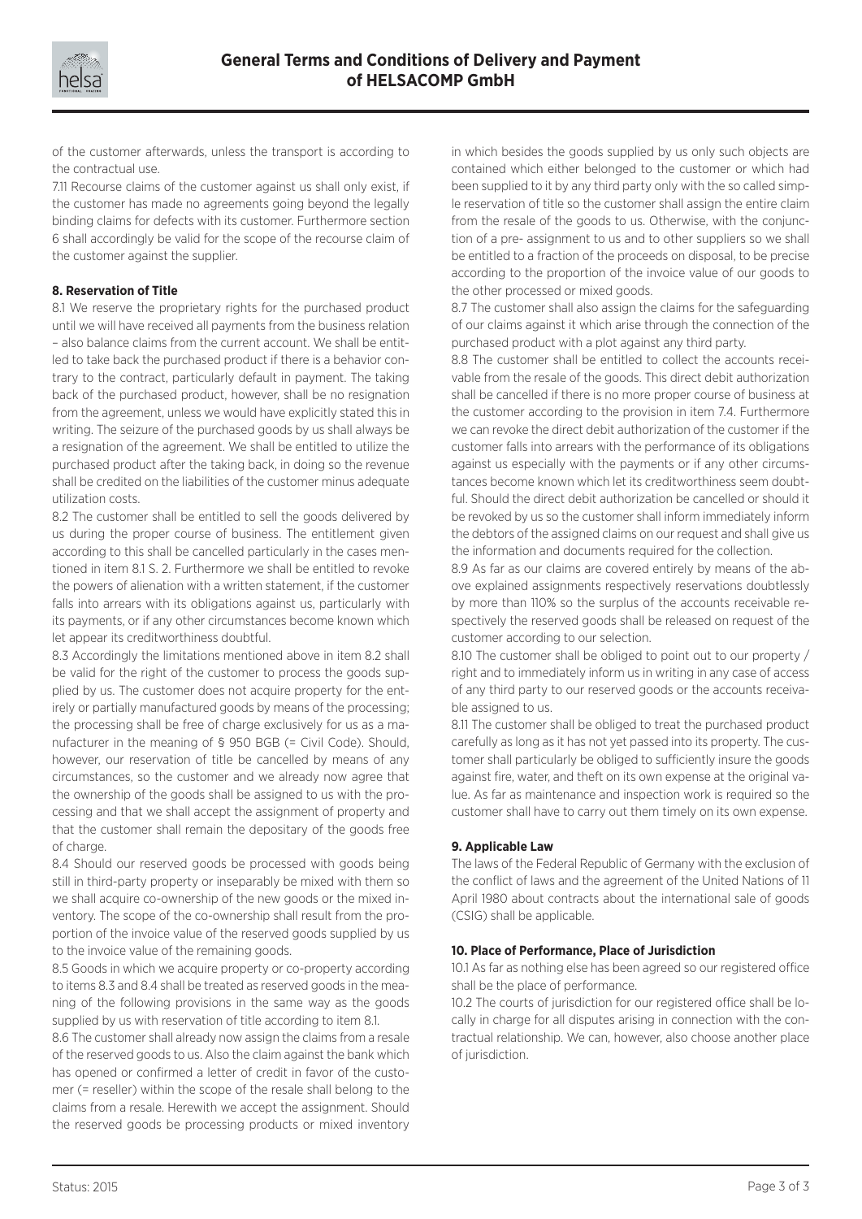of the customer afterwards, unless the transport is according to the contractual use.

7.11 Recourse claims of the customer against us shall only exist, if the customer has made no agreements going beyond the legally binding claims for defects with its customer. Furthermore section 6 shall accordingly be valid for the scope of the recourse claim of the customer against the supplier.

**8. Reservation of Title**

8.1 We reserve the proprietary rights for the purchased product until we will have received all payments from the business relation – also balance claims from the current account. We shall be entitled to take back the purchased product if there is a behavior contrary to the contract, particularly default in payment. The taking back of the purchased product, however, shall be no resignation from the agreement, unless we would have explicitly stated this in writing. The seizure of the purchased goods by us shall always be a resignation of the agreement. We shall be entitled to utilize the purchased product after the taking back, in doing so the revenue shall be credited on the liabilities of the customer minus adequate utilization costs.

8.2 The customer shall be entitled to sell the goods delivered by us during the proper course of business. The entitlement given according to this shall be cancelled particularly in the cases mentioned in item 8.1 S. 2. Furthermore we shall be entitled to revoke the powers of alienation with a written statement, if the customer falls into arrears with its obligations against us, particularly with its payments, or if any other circumstances become known which let appear its creditworthiness doubtful.

8.3 Accordingly the limitations mentioned above in item 8.2 shall be valid for the right of the customer to process the goods supplied by us. The customer does not acquire property for the entirely or partially manufactured goods by means of the processing; the processing shall be free of charge exclusively for us as a manufacturer in the meaning of § 950 BGB (= Civil Code). Should, however, our reservation of title be cancelled by means of any circumstances, so the customer and we already now agree that the ownership of the goods shall be assigned to us with the processing and that we shall accept the assignment of property and that the customer shall remain the depositary of the goods free of charge.

8.4 Should our reserved goods be processed with goods being still in third-party property or inseparably be mixed with them so we shall acquire co-ownership of the new goods or the mixed inventory. The scope of the co-ownership shall result from the proportion of the invoice value of the reserved goods supplied by us to the invoice value of the remaining goods.

8.5 Goods in which we acquire property or co-property according to items 8.3 and 8.4 shall be treated as reserved goods in the meaning of the following provisions in the same way as the goods supplied by us with reservation of title according to item 8.1.

8.6 The customer shall already now assign the claims from a resale of the reserved goods to us. Also the claim against the bank which has opened or confirmed a letter of credit in favor of the customer (= reseller) within the scope of the resale shall belong to the claims from a resale. Herewith we accept the assignment. Should the reserved goods be processing products or mixed inventory in which besides the goods supplied by us only such objects are contained which either belonged to the customer or which had been supplied to it by any third party only with the so called simple reservation of title so the customer shall assign the entire claim from the resale of the goods to us. Otherwise, with the conjunction of a pre- assignment to us and to other suppliers so we shall be entitled to a fraction of the proceeds on disposal, to be precise according to the proportion of the invoice value of our goods to the other processed or mixed goods.

8.7 The customer shall also assign the claims for the safeguarding of our claims against it which arise through the connection of the purchased product with a plot against any third party.

8.8 The customer shall be entitled to collect the accounts receivable from the resale of the goods. This direct debit authorization shall be cancelled if there is no more proper course of business at the customer according to the provision in item 7.4. Furthermore we can revoke the direct debit authorization of the customer if the customer falls into arrears with the performance of its obligations against us especially with the payments or if any other circumstances become known which let its creditworthiness seem doubtful. Should the direct debit authorization be cancelled or should it be revoked by us so the customer shall inform immediately inform the debtors of the assigned claims on our request and shall give us the information and documents required for the collection.

8.9 As far as our claims are covered entirely by means of the above explained assignments respectively reservations doubtlessly by more than 110% so the surplus of the accounts receivable respectively the reserved goods shall be released on request of the customer according to our selection.

8.10 The customer shall be obliged to point out to our property / right and to immediately inform us in writing in any case of access of any third party to our reserved goods or the accounts receivable assigned to us.

8.11 The customer shall be obliged to treat the purchased product carefully as long as it has not yet passed into its property. The customer shall particularly be obliged to sufficiently insure the goods against fire, water, and theft on its own expense at the original value. As far as maintenance and inspection work is required so the customer shall have to carry out them timely on its own expense.

**9. Applicable Law**

The laws of the Federal Republic of Germany with the exclusion of the conflict of laws and the agreement of the United Nations of 11 April 1980 about contracts about the international sale of goods (CSIG) shall be applicable.

**10. Place of Performance, Place of Jurisdiction**

10.1 As far as nothing else has been agreed so our registered office shall be the place of performance.

10.2 The courts of jurisdiction for our registered office shall be locally in charge for all disputes arising in connection with the contractual relationship. We can, however, also choose another place of jurisdiction.